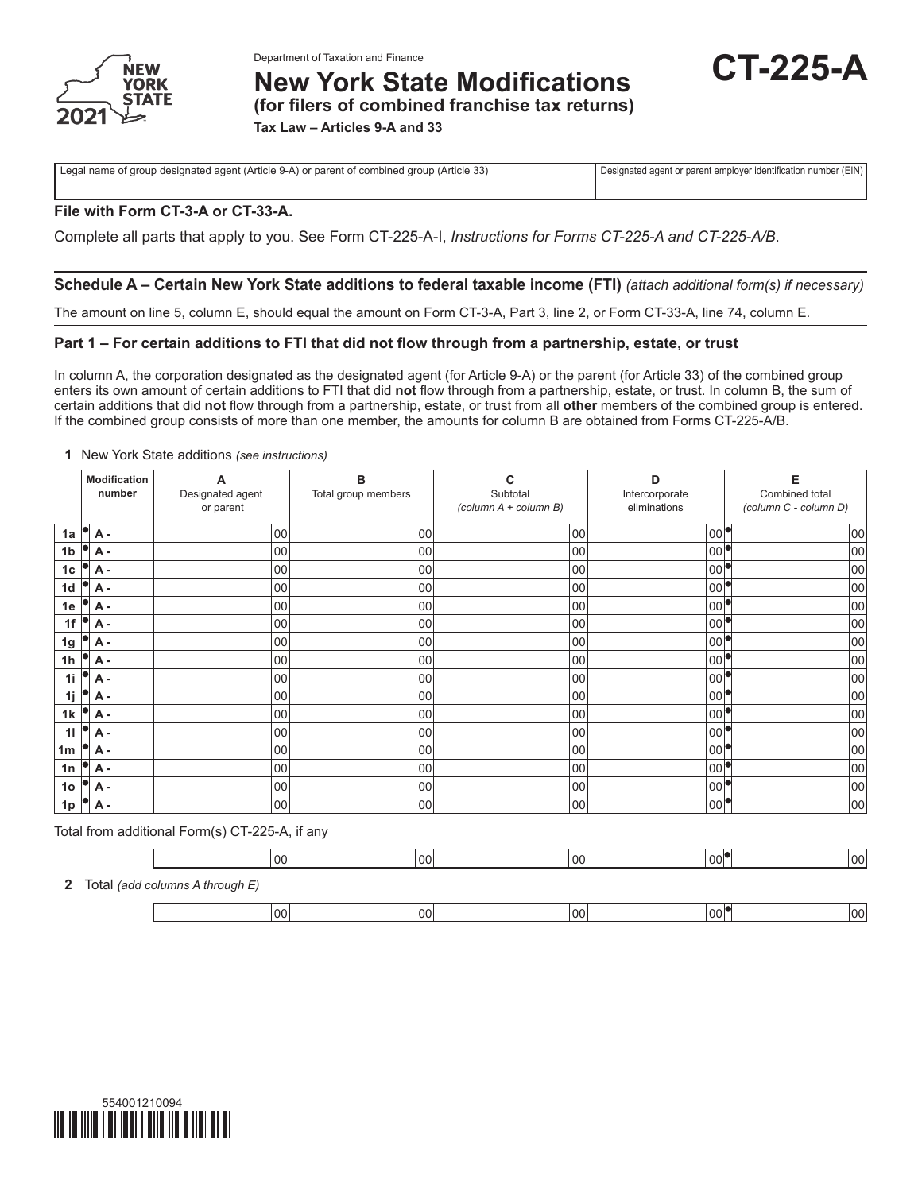Department of Taxation and Finance

# New York State Modifications

**(for filers of combined franchise tax returns)**

**Tax Law – Articles 9-A and 33**

# CT-225-A

2021

| Legal name of group designated agent (Article 9-A) or parent of combined group (Article 33) | Designated agent or parent employer identification number (EIN) |
|---|---|
| | |

**File with Form CT-3-A or CT-33-A.**

Complete all parts that apply to you. See Form CT-225-A-I, *Instructions for Forms CT-225-A and CT-225-A/B*.

## Schedule A – Certain New York State additions to federal taxable income (FTI) *(attach additional form(s) if necessary)*

The amount on line 5, column E, should equal the amount on Form CT-3-A, Part 3, line 2, or Form CT-33-A, line 74, column E.

### Part 1 – For certain additions to FTI that did not flow through from a partnership, estate, or trust

In column A, the corporation designated as the designated agent (for Article 9-A) or the parent (for Article 33) of the combined group enters its own amount of certain additions to FTI that did **not** flow through from a partnership, estate, or trust. In column B, the sum of certain additions that did **not** flow through from a partnership, estate, or trust from all **other** members of the combined group is entered. If the combined group consists of more than one member, the amounts for column B are obtained from Forms CT-225-A/B.

**1** New York State additions *(see instructions)*

| | Modification number | A Designated agent or parent | B Total group members | C Subtotal *(column A + column B)* | D Intercorporate eliminations | E Combined total *(column C - column D)* |
|---|---|---|---|---|---|---|
| 1a | A - | 00 | 00 | 00 | 00 | 00 |
| 1b | A - | 00 | 00 | 00 | 00 | 00 |
| 1c | A - | 00 | 00 | 00 | 00 | 00 |
| 1d | A - | 00 | 00 | 00 | 00 | 00 |
| 1e | A - | 00 | 00 | 00 | 00 | 00 |
| 1f | A - | 00 | 00 | 00 | 00 | 00 |
| 1g | A - | 00 | 00 | 00 | 00 | 00 |
| 1h | A - | 00 | 00 | 00 | 00 | 00 |
| 1i | A - | 00 | 00 | 00 | 00 | 00 |
| 1j | A - | 00 | 00 | 00 | 00 | 00 |
| 1k | A - | 00 | 00 | 00 | 00 | 00 |
| 1l | A - | 00 | 00 | 00 | 00 | 00 |
| 1m | A - | 00 | 00 | 00 | 00 | 00 |
| 1n | A - | 00 | 00 | 00 | 00 | 00 |
| 1o | A - | 00 | 00 | 00 | 00 | 00 |
| 1p | A - | 00 | 00 | 00 | 00 | 00 |
| Total from additional Form(s) CT-225-A, if any | | 00 | 00 | 00 | 00 | 00 |
| **2** Total *(add columns A through E)* | | 00 | 00 | 00 | 00 | 00 |

554001210094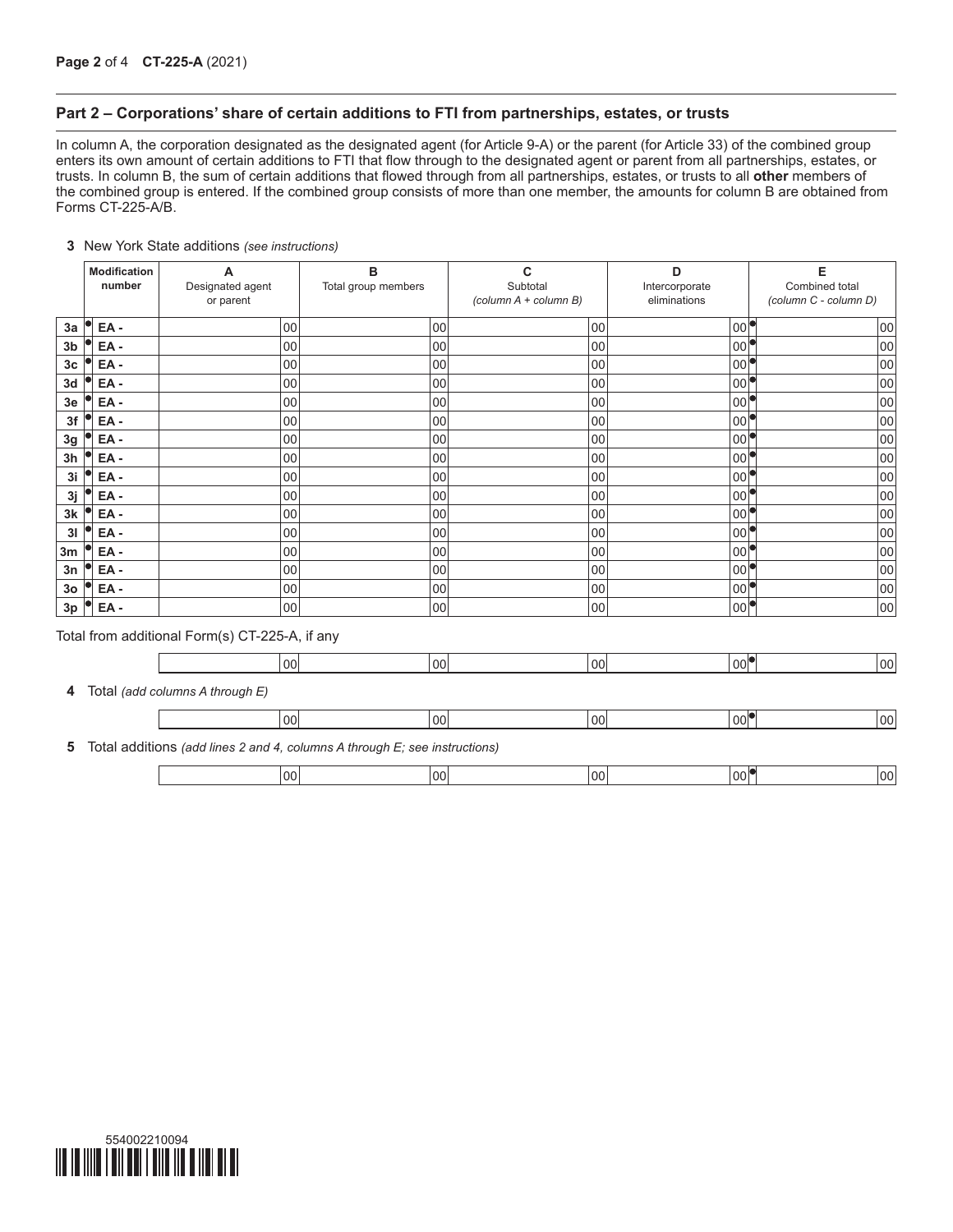## Part 2 – Corporations' share of certain additions to FTI from partnerships, estates, or trusts

In column A, the corporation designated as the designated agent (for Article 9-A) or the parent (for Article 33) of the combined group enters its own amount of certain additions to FTI that flow through to the designated agent or parent from all partnerships, estates, or trusts. In column B, the sum of certain additions that flowed through from all partnerships, estates, or trusts to all **other** members of the combined group is entered. If the combined group consists of more than one member, the amounts for column B are obtained from Forms CT-225-A/B.

**3** New York State additions *(see instructions)*

| | Modification number | A Designated agent or parent | B Total group members | C Subtotal *(column A + column B)* | D Intercorporate eliminations | E Combined total *(column C - column D)* |
|---|---|---|---|---|---|---|
| 3a | EA - | 00 | 00 | 00 | 00 | 00 |
| 3b | EA - | 00 | 00 | 00 | 00 | 00 |
| 3c | EA - | 00 | 00 | 00 | 00 | 00 |
| 3d | EA - | 00 | 00 | 00 | 00 | 00 |
| 3e | EA - | 00 | 00 | 00 | 00 | 00 |
| 3f | EA - | 00 | 00 | 00 | 00 | 00 |
| 3g | EA - | 00 | 00 | 00 | 00 | 00 |
| 3h | EA - | 00 | 00 | 00 | 00 | 00 |
| 3i | EA - | 00 | 00 | 00 | 00 | 00 |
| 3j | EA - | 00 | 00 | 00 | 00 | 00 |
| 3k | EA - | 00 | 00 | 00 | 00 | 00 |
| 3l | EA - | 00 | 00 | 00 | 00 | 00 |
| 3m | EA - | 00 | 00 | 00 | 00 | 00 |
| 3n | EA - | 00 | 00 | 00 | 00 | 00 |
| 3o | EA - | 00 | 00 | 00 | 00 | 00 |
| 3p | EA - | 00 | 00 | 00 | 00 | 00 |
| Total from additional Form(s) CT-225-A, if any | | 00 | 00 | 00 | 00 | 00 |
| **4** Total *(add columns A through E)* | | 00 | 00 | 00 | 00 | 00 |
| **5** Total additions *(add lines 2 and 4, columns A through E; see instructions)* | | 00 | 00 | 00 | 00 | 00 |

554002210094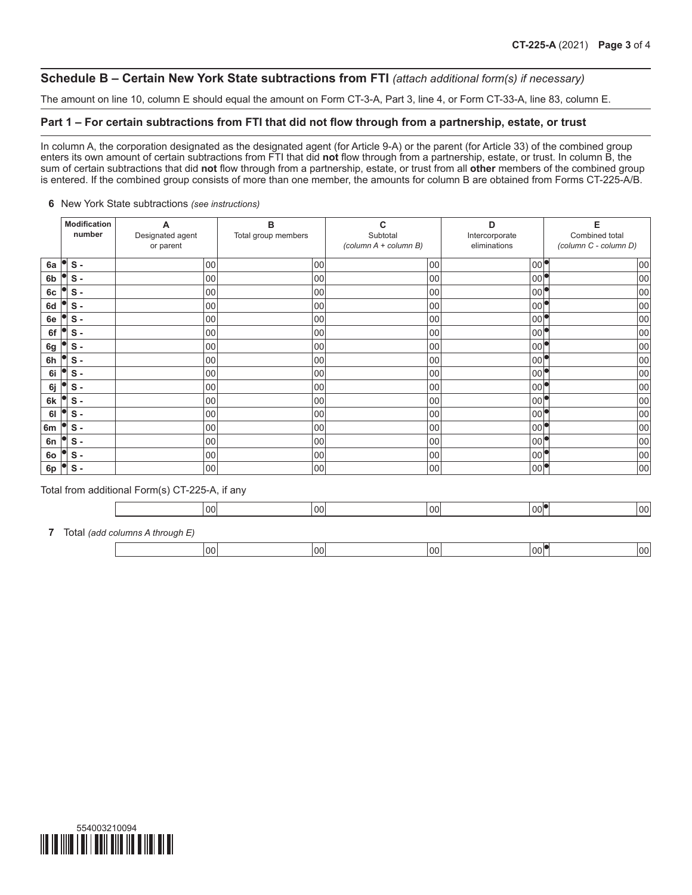## Schedule B – Certain New York State subtractions from FTI *(attach additional form(s) if necessary)*

The amount on line 10, column E should equal the amount on Form CT-3-A, Part 3, line 4, or Form CT-33-A, line 83, column E.

### Part 1 – For certain subtractions from FTI that did not flow through from a partnership, estate, or trust

In column A, the corporation designated as the designated agent (for Article 9-A) or the parent (for Article 33) of the combined group enters its own amount of certain subtractions from FTI that did **not** flow through from a partnership, estate, or trust. In column B, the sum of certain subtractions that did **not** flow through from a partnership, estate, or trust from all **other** members of the combined group is entered. If the combined group consists of more than one member, the amounts for column B are obtained from Forms CT-225-A/B.

**6** New York State subtractions *(see instructions)*

| | Modification number | A Designated agent or parent | B Total group members | C Subtotal *(column A + column B)* | D Intercorporate eliminations | E Combined total *(column C - column D)* |
|---|---|---|---|---|---|---|
| 6a | S - | 00 | 00 | 00 | 00 | 00 |
| 6b | S - | 00 | 00 | 00 | 00 | 00 |
| 6c | S - | 00 | 00 | 00 | 00 | 00 |
| 6d | S - | 00 | 00 | 00 | 00 | 00 |
| 6e | S - | 00 | 00 | 00 | 00 | 00 |
| 6f | S - | 00 | 00 | 00 | 00 | 00 |
| 6g | S - | 00 | 00 | 00 | 00 | 00 |
| 6h | S - | 00 | 00 | 00 | 00 | 00 |
| 6i | S - | 00 | 00 | 00 | 00 | 00 |
| 6j | S - | 00 | 00 | 00 | 00 | 00 |
| 6k | S - | 00 | 00 | 00 | 00 | 00 |
| 6l | S - | 00 | 00 | 00 | 00 | 00 |
| 6m | S - | 00 | 00 | 00 | 00 | 00 |
| 6n | S - | 00 | 00 | 00 | 00 | 00 |
| 6o | S - | 00 | 00 | 00 | 00 | 00 |
| 6p | S - | 00 | 00 | 00 | 00 | 00 |
| Total from additional Form(s) CT-225-A, if any | | 00 | 00 | 00 | 00 | 00 |
| **7** Total *(add columns A through E)* | | 00 | 00 | 00 | 00 | 00 |

554003210094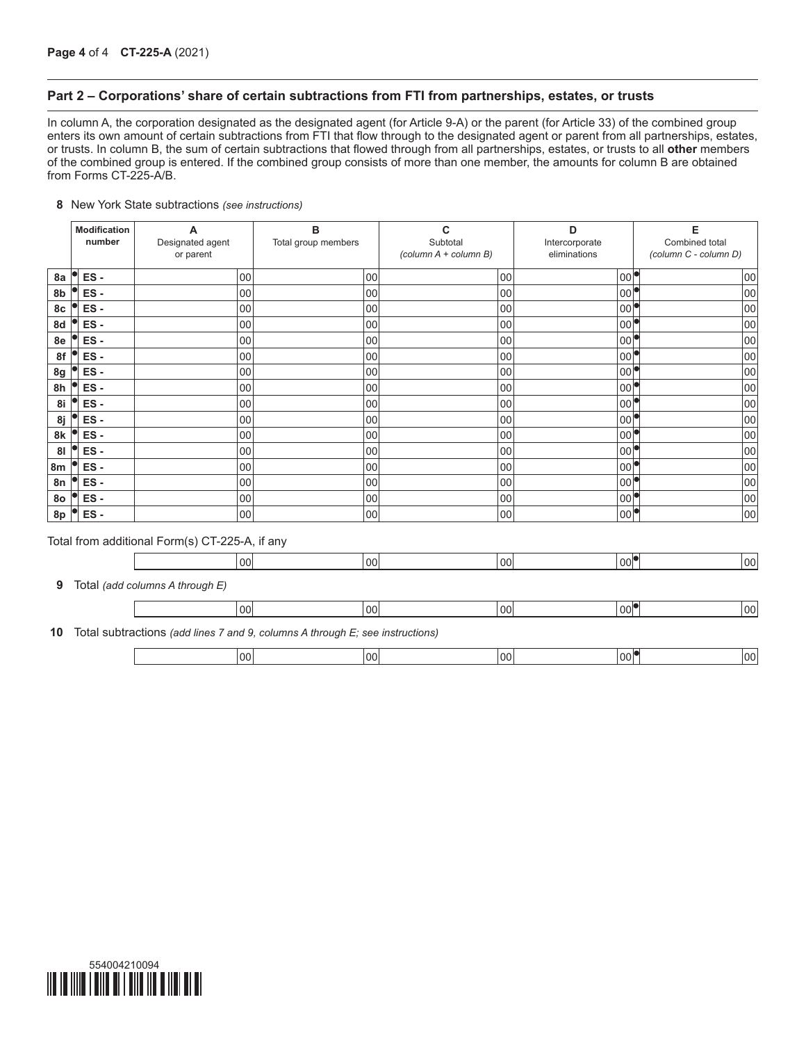## Part 2 – Corporations' share of certain subtractions from FTI from partnerships, estates, or trusts

In column A, the corporation designated as the designated agent (for Article 9-A) or the parent (for Article 33) of the combined group enters its own amount of certain subtractions from FTI that flow through to the designated agent or parent from all partnerships, estates, or trusts. In column B, the sum of certain subtractions that flowed through from all partnerships, estates, or trusts to all **other** members of the combined group is entered. If the combined group consists of more than one member, the amounts for column B are obtained from Forms CT-225-A/B.

**8** New York State subtractions *(see instructions)*

| | Modification number | A Designated agent or parent | B Total group members | C Subtotal *(column A + column B)* | D Intercorporate eliminations | E Combined total *(column C - column D)* |
|---|---|---|---|---|---|---|
| 8a | ● ES - | 00 | 00 | 00 | 00 | ● 00 |
| 8b | ● ES - | 00 | 00 | 00 | 00 | ● 00 |
| 8c | ● ES - | 00 | 00 | 00 | 00 | ● 00 |
| 8d | ● ES - | 00 | 00 | 00 | 00 | ● 00 |
| 8e | ● ES - | 00 | 00 | 00 | 00 | ● 00 |
| 8f | ● ES - | 00 | 00 | 00 | 00 | ● 00 |
| 8g | ● ES - | 00 | 00 | 00 | 00 | ● 00 |
| 8h | ● ES - | 00 | 00 | 00 | 00 | ● 00 |
| 8i | ● ES - | 00 | 00 | 00 | 00 | ● 00 |
| 8j | ● ES - | 00 | 00 | 00 | 00 | ● 00 |
| 8k | ● ES - | 00 | 00 | 00 | 00 | ● 00 |
| 8l | ● ES - | 00 | 00 | 00 | 00 | ● 00 |
| 8m | ● ES - | 00 | 00 | 00 | 00 | ● 00 |
| 8n | ● ES - | 00 | 00 | 00 | 00 | ● 00 |
| 8o | ● ES - | 00 | 00 | 00 | 00 | ● 00 |
| 8p | ● ES - | 00 | 00 | 00 | 00 | ● 00 |
| Total from additional Form(s) CT-225-A, if any | | 00 | 00 | 00 | 00 | ● 00 |
| **9** Total *(add columns A through E)* | | 00 | 00 | 00 | 00 | ● 00 |
| **10** Total subtractions *(add lines 7 and 9, columns A through E; see instructions)* | | 00 | 00 | 00 | 00 | ● 00 |

554004210094